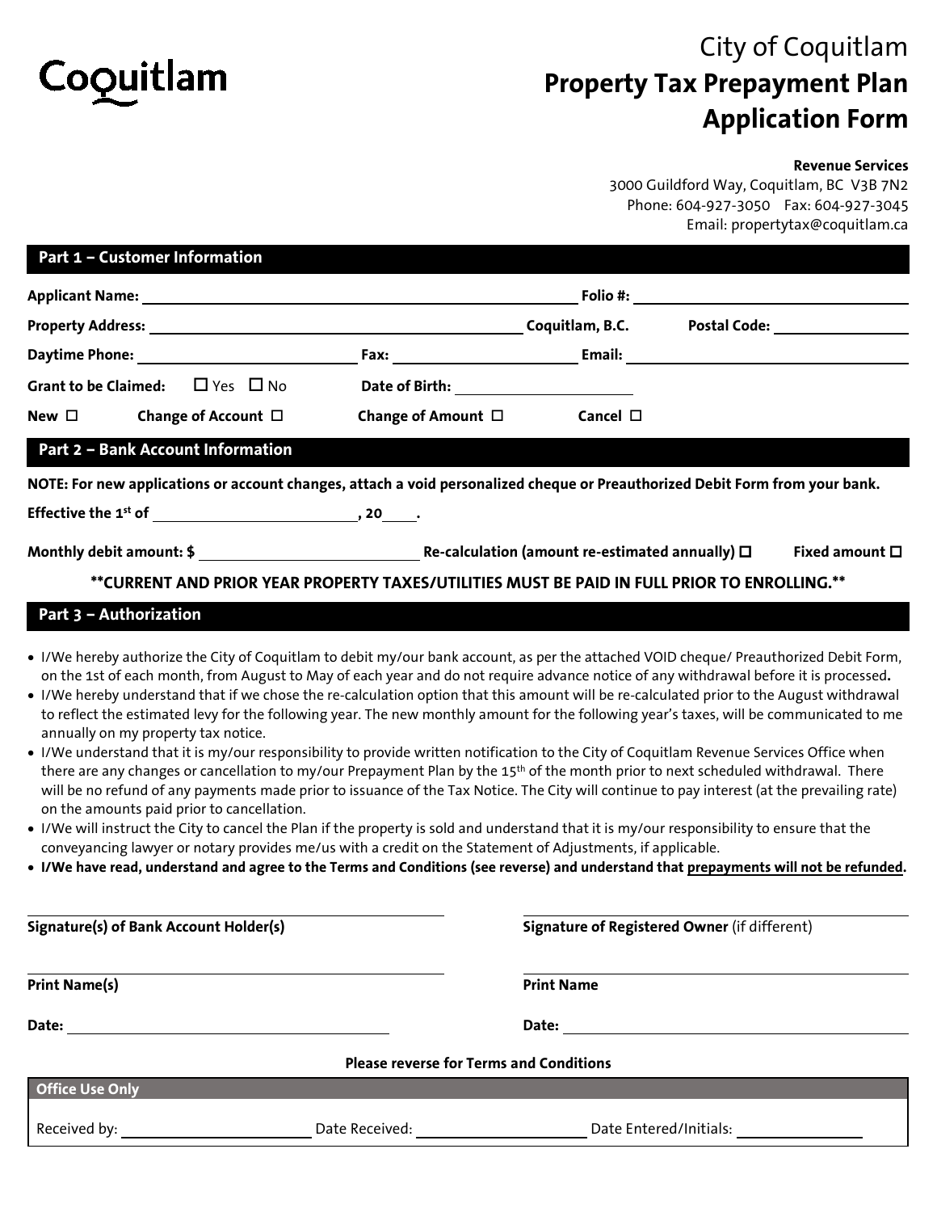Coquitlam

# City of Coquitlam
# Property Tax Prepayment Plan Application Form

**Revenue Services**
3000 Guildford Way, Coquitlam, BC V3B 7N2
Phone: 604-927-3050 Fax: 604-927-3045
Email: propertytax@coquitlam.ca

## Part 1 – Customer Information

**Applicant Name:** ____________________ **Folio #:** ____________________

**Property Address:** ____________________ **Coquitlam, B.C.** **Postal Code:** ____________

**Daytime Phone:** ____________ **Fax:** ____________ **Email:** ____________________

**Grant to be Claimed:** ☐ Yes ☐ No **Date of Birth:** ____________

**New** ☐ **Change of Account** ☐ **Change of Amount** ☐ **Cancel** ☐

## Part 2 – Bank Account Information

**NOTE: For new applications or account changes, attach a void personalized cheque or Preauthorized Debit Form from your bank.**

**Effective the 1st of** ____________________ **, 20____.**

**Monthly debit amount: $** ____________ **Re-calculation (amount re-estimated annually)** ☐ **Fixed amount** ☐

**\*\*CURRENT AND PRIOR YEAR PROPERTY TAXES/UTILITIES MUST BE PAID IN FULL PRIOR TO ENROLLING.\*\***

## Part 3 – Authorization

- I/We hereby authorize the City of Coquitlam to debit my/our bank account, as per the attached VOID cheque/ Preauthorized Debit Form, on the 1st of each month, from August to May of each year and do not require advance notice of any withdrawal before it is processed**.**
- I/We hereby understand that if we chose the re-calculation option that this amount will be re-calculated prior to the August withdrawal to reflect the estimated levy for the following year. The new monthly amount for the following year's taxes, will be communicated to me annually on my property tax notice.
- I/We understand that it is my/our responsibility to provide written notification to the City of Coquitlam Revenue Services Office when there are any changes or cancellation to my/our Prepayment Plan by the 15th of the month prior to next scheduled withdrawal. There will be no refund of any payments made prior to issuance of the Tax Notice. The City will continue to pay interest (at the prevailing rate) on the amounts paid prior to cancellation.
- I/We will instruct the City to cancel the Plan if the property is sold and understand that it is my/our responsibility to ensure that the conveyancing lawyer or notary provides me/us with a credit on the Statement of Adjustments, if applicable.
- **I/We have read, understand and agree to the Terms and Conditions (see reverse) and understand that <u>prepayments will not be refunded</u>.**

____________________ ____________________
**Signature(s) of Bank Account Holder(s)** **Signature of Registered Owner** (if different)

____________________ ____________________
**Print Name(s)** **Print Name**

**Date:** ____________________ **Date:** ____________________

**Please reverse for Terms and Conditions**

**Office Use Only**

Received by: ____________ Date Received: ____________ Date Entered/Initials: ____________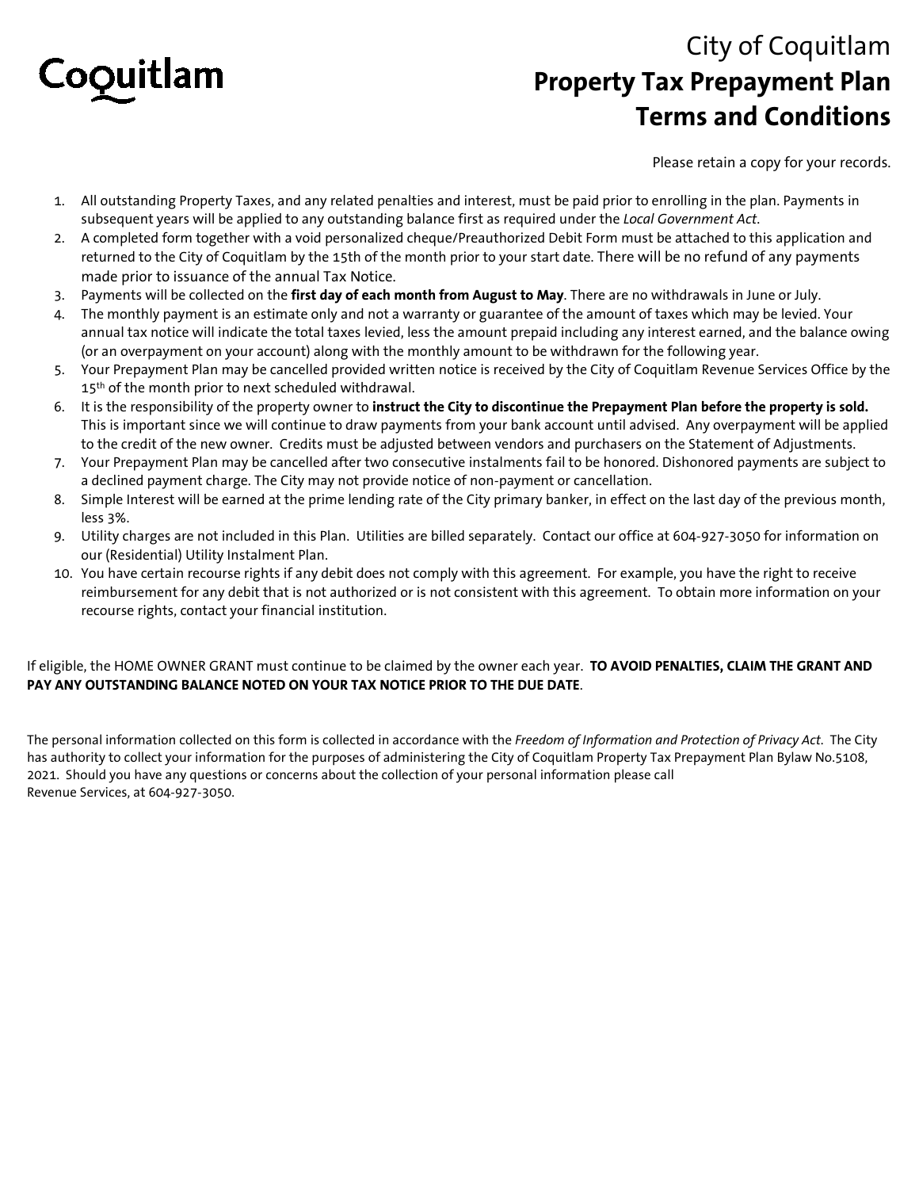Coquitlam

# City of Coquitlam
# **Property Tax Prepayment Plan Terms and Conditions**

Please retain a copy for your records.

1. All outstanding Property Taxes, and any related penalties and interest, must be paid prior to enrolling in the plan. Payments in subsequent years will be applied to any outstanding balance first as required under the *Local Government Act*.
2. A completed form together with a void personalized cheque/Preauthorized Debit Form must be attached to this application and returned to the City of Coquitlam by the 15th of the month prior to your start date. There will be no refund of any payments made prior to issuance of the annual Tax Notice.
3. Payments will be collected on the **first day of each month from August to May**. There are no withdrawals in June or July.
4. The monthly payment is an estimate only and not a warranty or guarantee of the amount of taxes which may be levied. Your annual tax notice will indicate the total taxes levied, less the amount prepaid including any interest earned, and the balance owing (or an overpayment on your account) along with the monthly amount to be withdrawn for the following year.
5. Your Prepayment Plan may be cancelled provided written notice is received by the City of Coquitlam Revenue Services Office by the 15th of the month prior to next scheduled withdrawal.
6. It is the responsibility of the property owner to **instruct the City to discontinue the Prepayment Plan before the property is sold.** This is important since we will continue to draw payments from your bank account until advised. Any overpayment will be applied to the credit of the new owner. Credits must be adjusted between vendors and purchasers on the Statement of Adjustments.
7. Your Prepayment Plan may be cancelled after two consecutive instalments fail to be honored. Dishonored payments are subject to a declined payment charge. The City may not provide notice of non-payment or cancellation.
8. Simple Interest will be earned at the prime lending rate of the City primary banker, in effect on the last day of the previous month, less 3%.
9. Utility charges are not included in this Plan. Utilities are billed separately. Contact our office at 604-927-3050 for information on our (Residential) Utility Instalment Plan.
10. You have certain recourse rights if any debit does not comply with this agreement. For example, you have the right to receive reimbursement for any debit that is not authorized or is not consistent with this agreement. To obtain more information on your recourse rights, contact your financial institution.

If eligible, the HOME OWNER GRANT must continue to be claimed by the owner each year. **TO AVOID PENALTIES, CLAIM THE GRANT AND PAY ANY OUTSTANDING BALANCE NOTED ON YOUR TAX NOTICE PRIOR TO THE DUE DATE**.

The personal information collected on this form is collected in accordance with the *Freedom of Information and Protection of Privacy Act*. The City has authority to collect your information for the purposes of administering the City of Coquitlam Property Tax Prepayment Plan Bylaw No.5108, 2021. Should you have any questions or concerns about the collection of your personal information please call Revenue Services, at 604-927-3050.